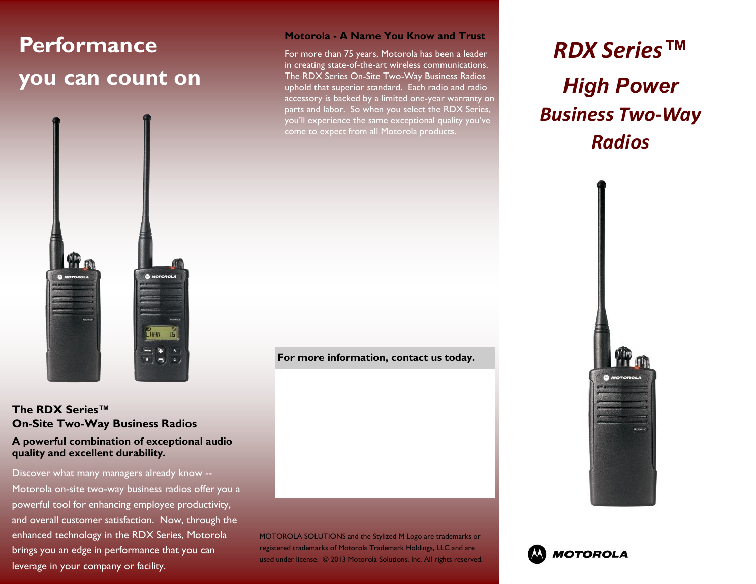# Performance you can count on

### The RDX Series™ On-Site Two-Way Business Radios

**A powerful combination of exceptional audio quality and excellent durability.**

Discover what many managers already know -- Motorola on-site two-way business radios offer you a powerful tool for enhancing employee productivity, and overall customer satisfaction. Now, through the enhanced technology in the RDX Series, Motorola brings you an edge in performance that you can leverage in your company or facility.

### Motorola - A Name You Know and Trust

For more than 75 years, Motorola has been a leader in creating state-of-the-art wireless communications. The RDX Series On-Site Two-Way Business Radios uphold that superior standard. Each radio and radio accessory is backed by a limited one-year warranty on parts and labor. So when you select the RDX Series, you'll experience the same exceptional quality you've come to expect from all Motorola products.

**For more information, contact us today.**

MOTOROLA SOLUTIONS and the Stylized M Logo are trademarks or registered trademarks of Motorola Trademark Holdings, LLC and are used under license. © 2013 Motorola Solutions, Inc. All rights reserved.

# *RDX Series™*

## *High Power*

## *Business Two-Way Radios*

MOTOROLA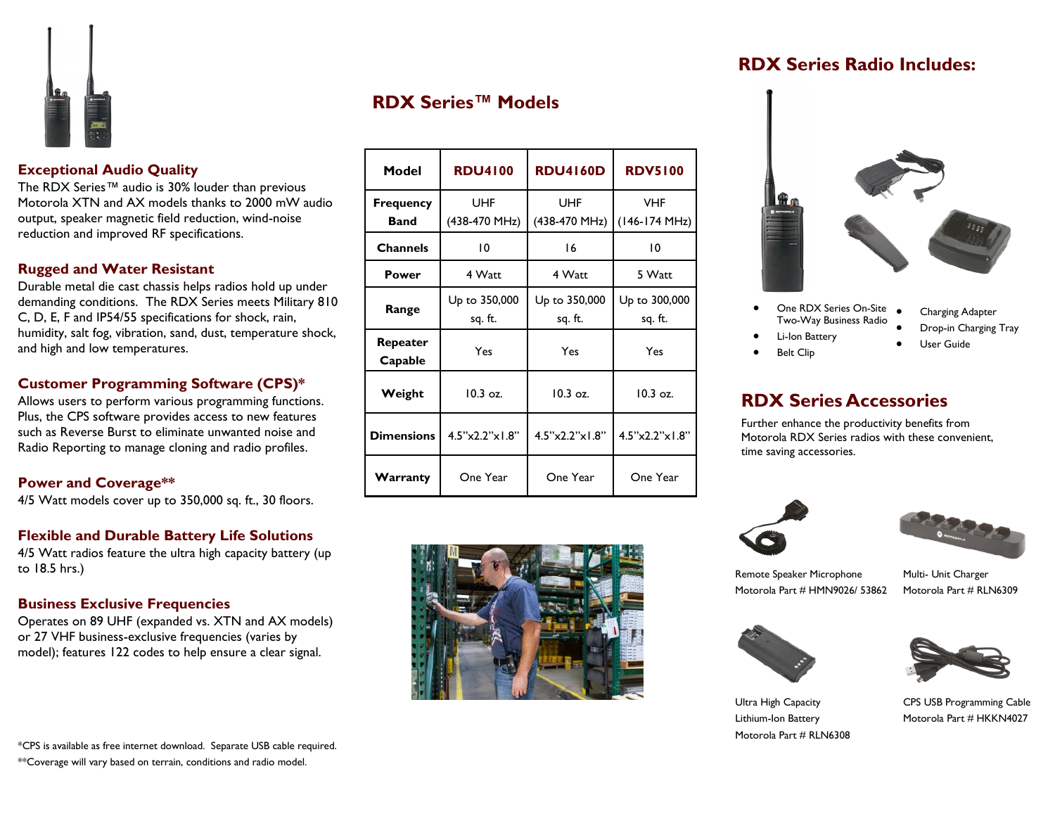## Exceptional Audio Quality

The RDX Series™ audio is 30% louder than previous Motorola XTN and AX models thanks to 2000 mW audio output, speaker magnetic field reduction, wind-noise reduction and improved RF specifications.

## Rugged and Water Resistant

Durable metal die cast chassis helps radios hold up under demanding conditions. The RDX Series meets Military 810 C, D, E, F and IP54/55 specifications for shock, rain, humidity, salt fog, vibration, sand, dust, temperature shock, and high and low temperatures.

## Customer Programming Software (CPS)*

Allows users to perform various programming functions. Plus, the CPS software provides access to new features such as Reverse Burst to eliminate unwanted noise and Radio Reporting to manage cloning and radio profiles.

## Power and Coverage**

4/5 Watt models cover up to 350,000 sq. ft., 30 floors.

## Flexible and Durable Battery Life Solutions

4/5 Watt radios feature the ultra high capacity battery (up to 18.5 hrs.)

## Business Exclusive Frequencies

Operates on 89 UHF (expanded vs. XTN and AX models) or 27 VHF business-exclusive frequencies (varies by model); features 122 codes to help ensure a clear signal.

*CPS is available as free internet download. Separate USB cable required.

**Coverage will vary based on terrain, conditions and radio model.

# RDX Series™ Models

| Model | RDU4100 | RDU4160D | RDV5100 |
|---|---|---|---|
| Frequency Band | UHF (438-470 MHz) | UHF (438-470 MHz) | VHF (146-174 MHz) |
| Channels | 10 | 16 | 10 |
| Power | 4 Watt | 4 Watt | 5 Watt |
| Range | Up to 350,000 sq. ft. | Up to 350,000 sq. ft. | Up to 300,000 sq. ft. |
| Repeater Capable | Yes | Yes | Yes |
| Weight | 10.3 oz. | 10.3 oz. | 10.3 oz. |
| Dimensions | 4.5"x2.2"x1.8" | 4.5"x2.2"x1.8" | 4.5"x2.2"x1.8" |
| Warranty | One Year | One Year | One Year |

# RDX Series Radio Includes:

- One RDX Series On-Site Two-Way Business Radio
- Li-Ion Battery
- Belt Clip
- Charging Adapter
- Drop-in Charging Tray
- User Guide

# RDX Series Accessories

Further enhance the productivity benefits from Motorola RDX Series radios with these convenient, time saving accessories.

Remote Speaker Microphone
Motorola Part # HMN9026/ 53862

Multi- Unit Charger
Motorola Part # RLN6309

Ultra High Capacity
Lithium-Ion Battery
Motorola Part # RLN6308

CPS USB Programming Cable
Motorola Part # HKKN4027